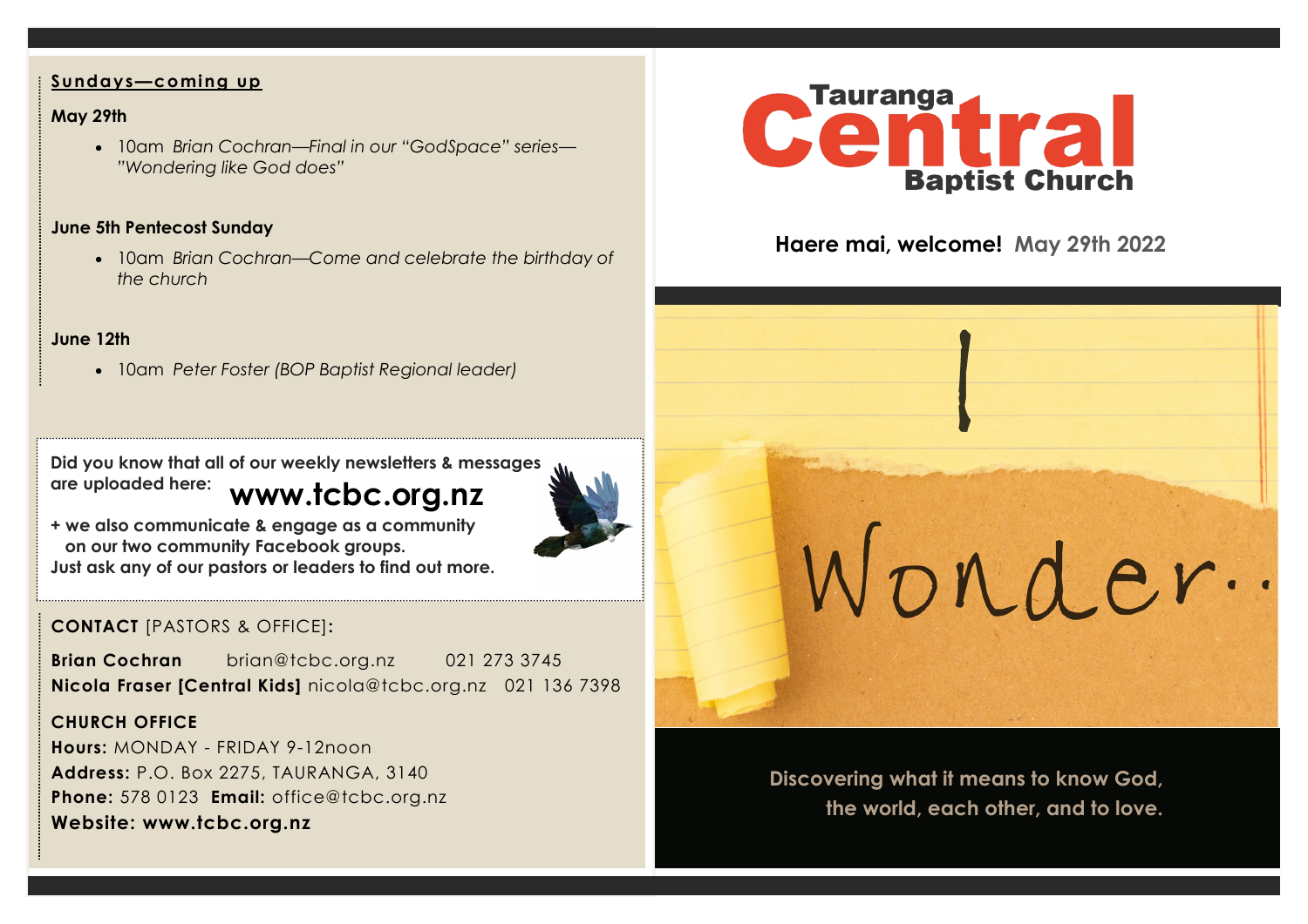## Sundays—coming up

**May 29th**

- 10am *Brian Cochran—Final in our "GodSpace" series—"Wondering like God does"*

**June 5th Pentecost Sunday**

- 10am *Brian Cochran—Come and celebrate the birthday of the church*

**June 12th**

- 10am *Peter Foster (BOP Baptist Regional leader)*

**Did you know that all of our weekly newsletters & messages are uploaded here: www.tcbc.org.nz**

**+ we also communicate & engage as a community on our two community Facebook groups.**
**Just ask any of our pastors or leaders to find out more.**

**CONTACT** [PASTORS & OFFICE]:

**Brian Cochran** brian@tcbc.org.nz 021 273 3745
**Nicola Fraser [Central Kids]** nicola@tcbc.org.nz 021 136 7398

**CHURCH OFFICE**
**Hours:** MONDAY - FRIDAY 9-12noon
**Address:** P.O. Box 2275, TAURANGA, 3140
**Phone:** 578 0123 **Email:** office@tcbc.org.nz
**Website: www.tcbc.org.nz**

# Tauranga Central Baptist Church

**Haere mai, welcome! May 29th 2022**

I Wonder..

**Discovering what it means to know God, the world, each other, and to love.**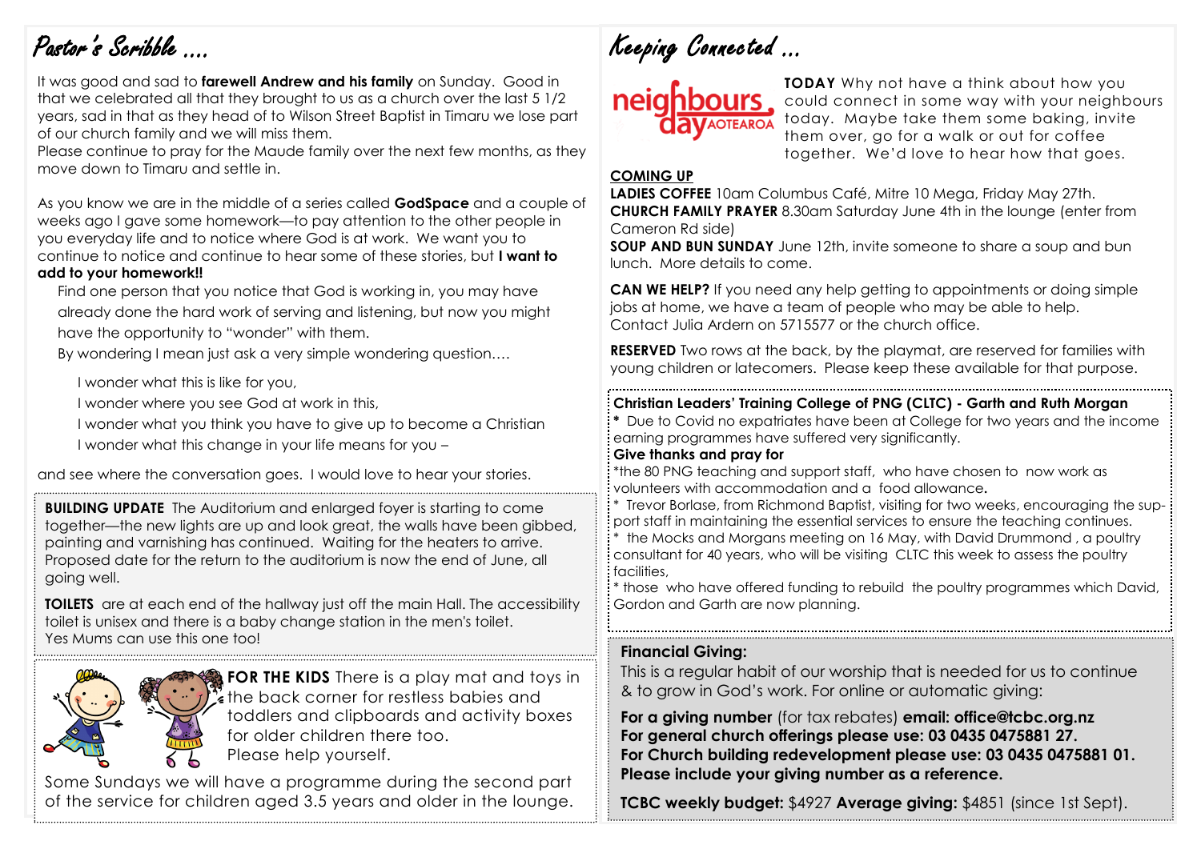# Pastor's Scribble ....

It was good and sad to **farewell Andrew and his family** on Sunday. Good in that we celebrated all that they brought to us as a church over the last 5 1/2 years, sad in that as they head of to Wilson Street Baptist in Timaru we lose part of our church family and we will miss them.

Please continue to pray for the Maude family over the next few months, as they move down to Timaru and settle in.

As you know we are in the middle of a series called **GodSpace** and a couple of weeks ago I gave some homework—to pay attention to the other people in you everyday life and to notice where God is at work. We want you to continue to notice and continue to hear some of these stories, but **I want to add to your homework!!**

Find one person that you notice that God is working in, you may have already done the hard work of serving and listening, but now you might have the opportunity to "wonder" with them.

By wondering I mean just ask a very simple wondering question….

I wonder what this is like for you,

I wonder where you see God at work in this,

I wonder what you think you have to give up to become a Christian

I wonder what this change in your life means for you –

and see where the conversation goes. I would love to hear your stories.

**BUILDING UPDATE** The Auditorium and enlarged foyer is starting to come together—the new lights are up and look great, the walls have been gibbed, painting and varnishing has continued. Waiting for the heaters to arrive. Proposed date for the return to the auditorium is now the end of June, all going well.

**TOILETS** are at each end of the hallway just off the main Hall. The accessibility toilet is unisex and there is a baby change station in the men's toilet. Yes Mums can use this one too!

**FOR THE KIDS** There is a play mat and toys in the back corner for restless babies and toddlers and clipboards and activity boxes for older children there too. Please help yourself.

Some Sundays we will have a programme during the second part of the service for children aged 3.5 years and older in the lounge.

# Keeping Connected ...

neighbours day AOTEAROA

**TODAY** Why not have a think about how you could connect in some way with your neighbours today. Maybe take them some baking, invite them over, go for a walk or out for coffee together. We'd love to hear how that goes.

**COMING UP**

**LADIES COFFEE** 10am Columbus Café, Mitre 10 Mega, Friday May 27th.
**CHURCH FAMILY PRAYER** 8.30am Saturday June 4th in the lounge (enter from Cameron Rd side)
**SOUP AND BUN SUNDAY** June 12th, invite someone to share a soup and bun lunch. More details to come.

**CAN WE HELP?** If you need any help getting to appointments or doing simple jobs at home, we have a team of people who may be able to help. Contact Julia Ardern on 5715577 or the church office.

**RESERVED** Two rows at the back, by the playmat, are reserved for families with young children or latecomers. Please keep these available for that purpose.

**Christian Leaders' Training College of PNG (CLTC) - Garth and Ruth Morgan**

**\*** Due to Covid no expatriates have been at College for two years and the income earning programmes have suffered very significantly.

**Give thanks and pray for**

*the 80 PNG teaching and support staff, who have chosen to now work as volunteers with accommodation and a food allowance**.**

\* Trevor Borlase, from Richmond Baptist, visiting for two weeks, encouraging the support staff in maintaining the essential services to ensure the teaching continues.

\* the Mocks and Morgans meeting on 16 May, with David Drummond , a poultry consultant for 40 years, who will be visiting CLTC this week to assess the poultry facilities,

\* those who have offered funding to rebuild the poultry programmes which David, Gordon and Garth are now planning.

**Financial Giving:**

This is a regular habit of our worship that is needed for us to continue & to grow in God's work. For online or automatic giving:

**For a giving number** (for tax rebates) **email: office@tcbc.org.nz**
**For general church offerings please use: 03 0435 0475881 27.**
**For Church building redevelopment please use: 03 0435 0475881 01.**
**Please include your giving number as a reference.**

**TCBC weekly budget:** $4927 **Average giving:** $4851 (since 1st Sept).